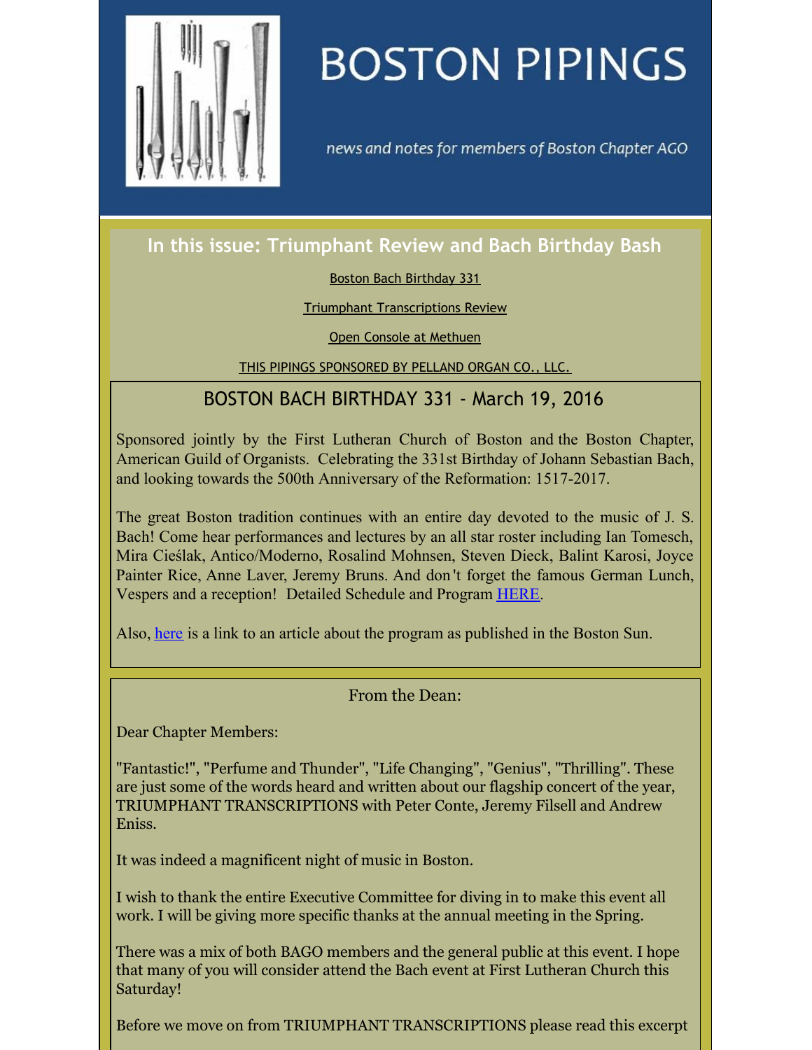# BOSTON PIPINGS

*news and notes for members of Boston Chapter AGO*

## In this issue: Triumphant Review and Bach Birthday Bash

Boston Bach Birthday 331

Triumphant Transcriptions Review

Open Console at Methuen

THIS PIPINGS SPONSORED BY PELLAND ORGAN CO., LLC.

## BOSTON BACH BIRTHDAY 331 - March 19, 2016

Sponsored jointly by the First Lutheran Church of Boston and the Boston Chapter, American Guild of Organists. Celebrating the 331st Birthday of Johann Sebastian Bach, and looking towards the 500th Anniversary of the Reformation: 1517-2017.

The great Boston tradition continues with an entire day devoted to the music of J. S. Bach! Come hear performances and lectures by an all star roster including Ian Tomesch, Mira Cieślak, Antico/Moderno, Rosalind Mohnsen, Steven Dieck, Balint Karosi, Joyce Painter Rice, Anne Laver, Jeremy Bruns. And don't forget the famous German Lunch, Vespers and a reception! Detailed Schedule and Program HERE.

Also, here is a link to an article about the program as published in the Boston Sun.

From the Dean:

Dear Chapter Members:

"Fantastic!", "Perfume and Thunder", "Life Changing", "Genius", "Thrilling". These are just some of the words heard and written about our flagship concert of the year, TRIUMPHANT TRANSCRIPTIONS with Peter Conte, Jeremy Filsell and Andrew Eniss.

It was indeed a magnificent night of music in Boston.

I wish to thank the entire Executive Committee for diving in to make this event all work. I will be giving more specific thanks at the annual meeting in the Spring.

There was a mix of both BAGO members and the general public at this event. I hope that many of you will consider attend the Bach event at First Lutheran Church this Saturday!

Before we move on from TRIUMPHANT TRANSCRIPTIONS please read this excerpt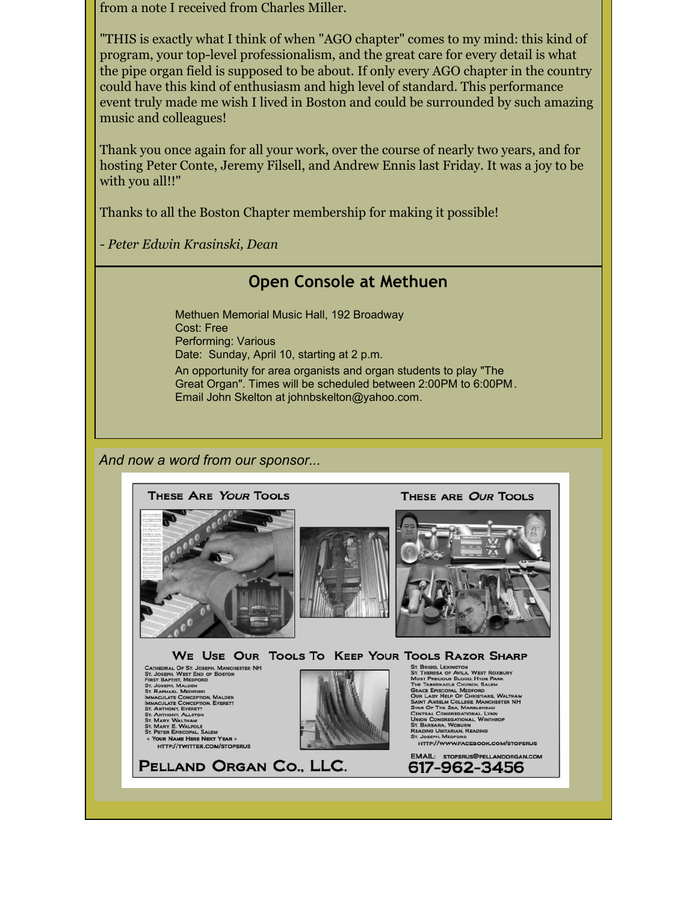from a note I received from Charles Miller.

"THIS is exactly what I think of when "AGO chapter" comes to my mind: this kind of program, your top-level professionalism, and the great care for every detail is what the pipe organ field is supposed to be about. If only every AGO chapter in the country could have this kind of enthusiasm and high level of standard. This performance event truly made me wish I lived in Boston and could be surrounded by such amazing music and colleagues!

Thank you once again for all your work, over the course of nearly two years, and for hosting Peter Conte, Jeremy Filsell, and Andrew Ennis last Friday. It was a joy to be with you all!!"

Thanks to all the Boston Chapter membership for making it possible!

*- Peter Edwin Krasinski, Dean*

## Open Console at Methuen

Methuen Memorial Music Hall, 192 Broadway
Cost: Free
Performing: Various
Date: Sunday, April 10, starting at 2 p.m.
An opportunity for area organists and organ students to play "The Great Organ". Times will be scheduled between 2:00PM to 6:00PM. Email John Skelton at johnbskelton@yahoo.com.

*And now a word from our sponsor...*

THESE ARE *YOUR* TOOLS

THESE ARE *OUR* TOOLS

WE USE OUR TOOLS TO KEEP YOUR TOOLS RAZOR SHARP

Cathedral Of St. Joseph, Manchester NH
St. Joseph, West End of Boston
First Baptist, Medford
St. Joseph, Malden
St. Raphael, Medford
Immaculate Conception, Malden
Immaculate Conception, Everett
St. Anthony, Everett
St. Anthony, Allston
St. Mary, Waltham
St. Mary E. Walpole
St. Peter Episcopal, Salem
< Your Name Here Next Year >
http://twitter.com/stopsrus

St. Brigid, Lexington
St. Theresa of Avila, West Roxbury
Most Precious Blood, Hyde Park
The Tabernacle Church, Salem
Grace Episcopal, Medford
Our Lady Help Of Christians, Waltham
Saint Anselm College Manchester NH
Star Of The Sea, Marblehead
Central Congregational, Lynn
Union Congregational, Winthrop
St. Barbara, Woburn
Reading Unitarian, Reading
St. Joseph, Medford
http://www.facebook.com/stopsrus

PELLAND ORGAN CO., LLC.

EMAIL: stopsrus@pellandorgan.com
617-962-3456